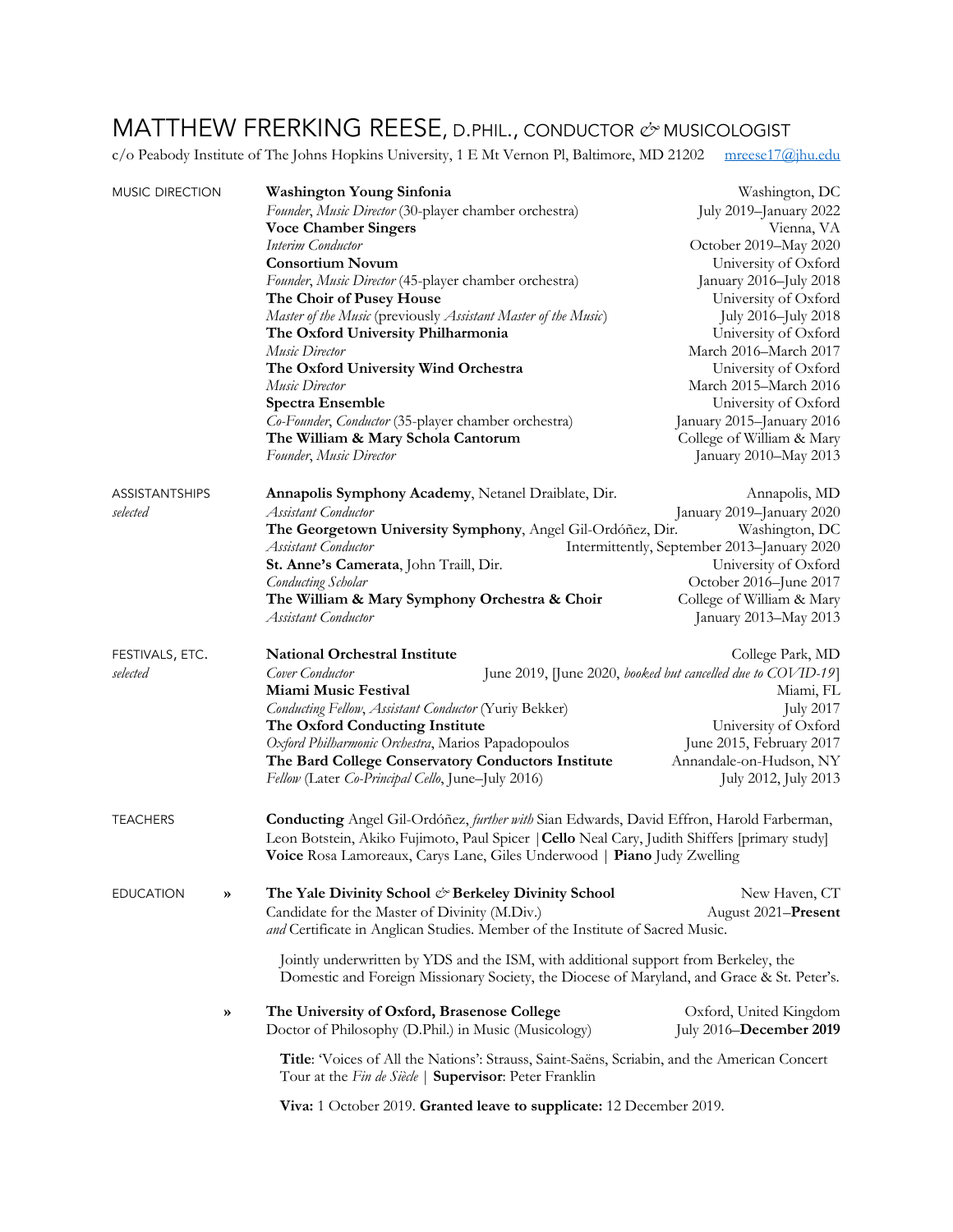# MATTHEW FRERKING REESE, D.PHIL., CONDUCTOR & MUSICOLOGIST

c/o Peabody Institute of The Johns Hopkins University, 1 E Mt Vernon Pl, Baltimore, MD 21202 mreese17@jhu.edu

## MUSIC DIRECTION

**Washington Young Sinfonia** — Washington, DC
*Founder, Music Director* (30-player chamber orchestra) — July 2019–January 2022

**Voce Chamber Singers** — Vienna, VA
*Interim Conductor* — October 2019–May 2020

**Consortium Novum** — University of Oxford
*Founder, Music Director* (45-player chamber orchestra) — January 2016–July 2018

**The Choir of Pusey House** — University of Oxford
*Master of the Music* (previously *Assistant Master of the Music*) — July 2016–July 2018

**The Oxford University Philharmonia** — University of Oxford
*Music Director* — March 2016–March 2017

**The Oxford University Wind Orchestra** — University of Oxford
*Music Director* — March 2015–March 2016

**Spectra Ensemble** — University of Oxford
*Co-Founder, Conductor* (35-player chamber orchestra) — January 2015–January 2016

**The William & Mary Schola Cantorum** — College of William & Mary
*Founder, Music Director* — January 2010–May 2013

## ASSISTANTSHIPS
*selected*

**Annapolis Symphony Academy**, Netanel Draiblate, Dir. — Annapolis, MD
*Assistant Conductor* — January 2019–January 2020

**The Georgetown University Symphony**, Angel Gil-Ordóñez, Dir. — Washington, DC
*Assistant Conductor* — Intermittently, September 2013–January 2020

**St. Anne's Camerata**, John Traill, Dir. — University of Oxford
*Conducting Scholar* — October 2016–June 2017

**The William & Mary Symphony Orchestra & Choir** — College of William & Mary
*Assistant Conductor* — January 2013–May 2013

## FESTIVALS, ETC.
*selected*

**National Orchestral Institute** — College Park, MD
*Cover Conductor* — June 2019, [June 2020, *booked but cancelled due to COVID-19*]

**Miami Music Festival** — Miami, FL
*Conducting Fellow, Assistant Conductor* (Yuriy Bekker) — July 2017

**The Oxford Conducting Institute** — University of Oxford
*Oxford Philharmonic Orchestra*, Marios Papadopoulos — June 2015, February 2017

**The Bard College Conservatory Conductors Institute** — Annandale-on-Hudson, NY
*Fellow* (Later *Co-Principal Cello*, June–July 2016) — July 2012, July 2013

## TEACHERS

**Conducting** Angel Gil-Ordóñez, *further with* Sian Edwards, David Effron, Harold Farberman, Leon Botstein, Akiko Fujimoto, Paul Spicer | **Cello** Neal Cary, Judith Shiffers [primary study] **Voice** Rosa Lamoreaux, Carys Lane, Giles Underwood | **Piano** Judy Zwelling

## EDUCATION

» **The Yale Divinity School & Berkeley Divinity School** — New Haven, CT
Candidate for the Master of Divinity (M.Div.) — August 2021–**Present**
*and* Certificate in Anglican Studies. Member of the Institute of Sacred Music.

Jointly underwritten by YDS and the ISM, with additional support from Berkeley, the Domestic and Foreign Missionary Society, the Diocese of Maryland, and Grace & St. Peter's.

» **The University of Oxford, Brasenose College** — Oxford, United Kingdom
Doctor of Philosophy (D.Phil.) in Music (Musicology) — July 2016–**December 2019**

**Title**: 'Voices of All the Nations': Strauss, Saint-Saëns, Scriabin, and the American Concert Tour at the *Fin de Siècle* | **Supervisor**: Peter Franklin

**Viva:** 1 October 2019. **Granted leave to supplicate:** 12 December 2019.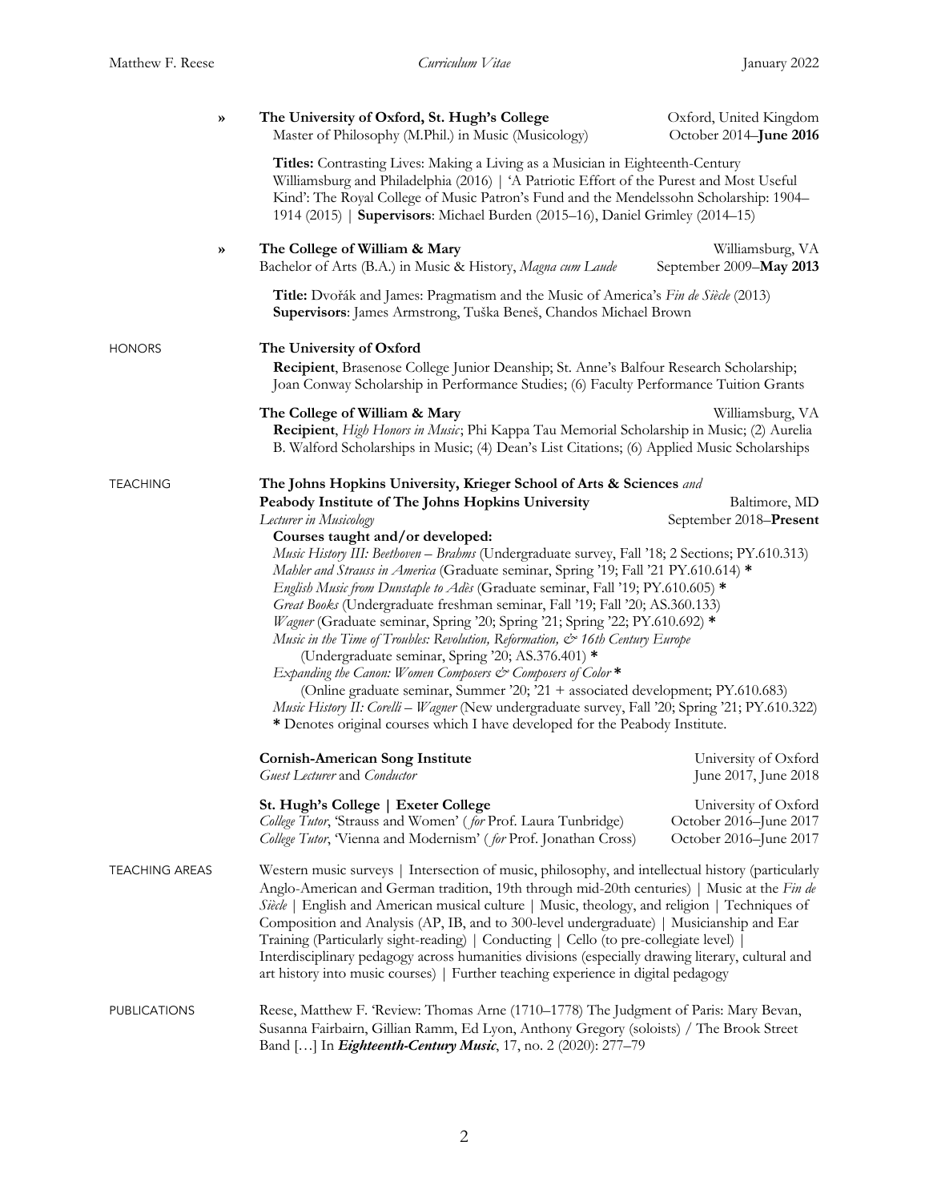» **The University of Oxford, St. Hugh's College** — Oxford, United Kingdom
Master of Philosophy (M.Phil.) in Music (Musicology) — October 2014–**June 2016**

**Titles:** Contrasting Lives: Making a Living as a Musician in Eighteenth-Century Williamsburg and Philadelphia (2016) | 'A Patriotic Effort of the Purest and Most Useful Kind': The Royal College of Music Patron's Fund and the Mendelssohn Scholarship: 1904–1914 (2015) | **Supervisors**: Michael Burden (2015–16), Daniel Grimley (2014–15)

» **The College of William & Mary** — Williamsburg, VA
Bachelor of Arts (B.A.) in Music & History, *Magna cum Laude* — September 2009–**May 2013**

**Title:** Dvořák and James: Pragmatism and the Music of America's *Fin de Siècle* (2013)
**Supervisors**: James Armstrong, Tuška Beneš, Chandos Michael Brown

## HONORS

**The University of Oxford**
**Recipient**, Brasenose College Junior Deanship; St. Anne's Balfour Research Scholarship; Joan Conway Scholarship in Performance Studies; (6) Faculty Performance Tuition Grants

**The College of William & Mary** — Williamsburg, VA
**Recipient**, *High Honors in Music*; Phi Kappa Tau Memorial Scholarship in Music; (2) Aurelia B. Walford Scholarships in Music; (4) Dean's List Citations; (6) Applied Music Scholarships

## TEACHING

**The Johns Hopkins University, Krieger School of Arts & Sciences** *and*
**Peabody Institute of The Johns Hopkins University** — Baltimore, MD
*Lecturer in Musicology* — September 2018–**Present**

**Courses taught and/or developed:**

*Music History III: Beethoven – Brahms* (Undergraduate survey, Fall '18; 2 Sections; PY.610.313)
*Mahler and Strauss in America* (Graduate seminar, Spring '19; Fall '21 PY.610.614) **\***
*English Music from Dunstaple to Adès* (Graduate seminar, Fall '19; PY.610.605) **\***
*Great Books* (Undergraduate freshman seminar, Fall '19; Fall '20; AS.360.133)
*Wagner* (Graduate seminar, Spring '20; Spring '21; Spring '22; PY.610.692) **\***
*Music in the Time of Troubles: Revolution, Reformation, & 16th Century Europe* (Undergraduate seminar, Spring '20; AS.376.401) **\***
*Expanding the Canon: Women Composers & Composers of Color* **\*** (Online graduate seminar, Summer '20; '21 + associated development; PY.610.683)
*Music History II: Corelli – Wagner* (New undergraduate survey, Fall '20; Spring '21; PY.610.322)
**\*** Denotes original courses which I have developed for the Peabody Institute.

**Cornish-American Song Institute** — University of Oxford
*Guest Lecturer* and *Conductor* — June 2017, June 2018

**St. Hugh's College | Exeter College** — University of Oxford
*College Tutor*, 'Strauss and Women' (*for* Prof. Laura Tunbridge) — October 2016–June 2017
*College Tutor*, 'Vienna and Modernism' (*for* Prof. Jonathan Cross) — October 2016–June 2017

## TEACHING AREAS

Western music surveys | Intersection of music, philosophy, and intellectual history (particularly Anglo-American and German tradition, 19th through mid-20th centuries) | Music at the *Fin de Siècle* | English and American musical culture | Music, theology, and religion | Techniques of Composition and Analysis (AP, IB, and to 300-level undergraduate) | Musicianship and Ear Training (Particularly sight-reading) | Conducting | Cello (to pre-collegiate level) | Interdisciplinary pedagogy across humanities divisions (especially drawing literary, cultural and art history into music courses) | Further teaching experience in digital pedagogy

## PUBLICATIONS

Reese, Matthew F. 'Review: Thomas Arne (1710–1778) The Judgment of Paris: Mary Bevan, Susanna Fairbairn, Gillian Ramm, Ed Lyon, Anthony Gregory (soloists) / The Brook Street Band […] In ***Eighteenth-Century Music***, 17, no. 2 (2020): 277–79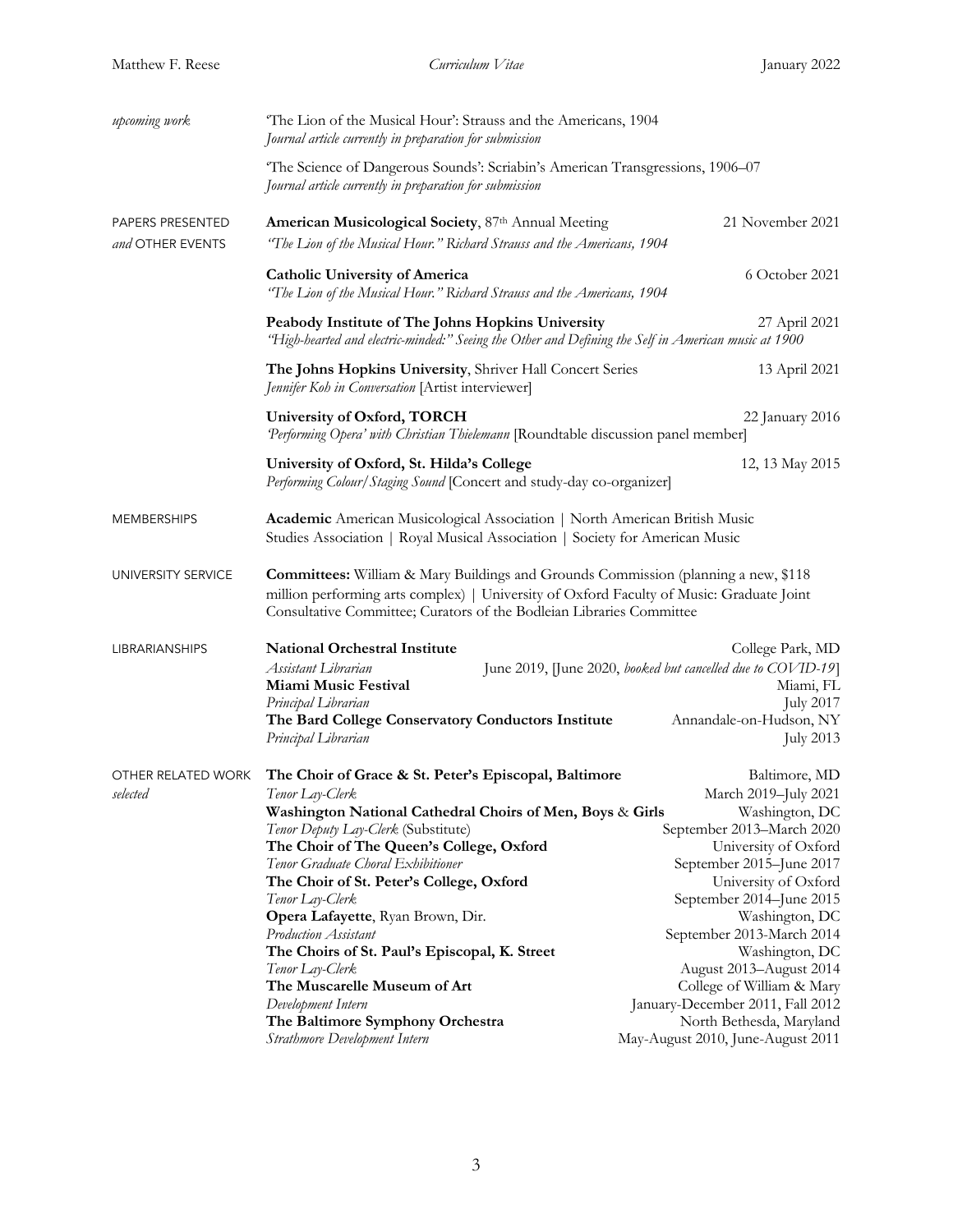## *upcoming work*

'The Lion of the Musical Hour': Strauss and the Americans, 1904
*Journal article currently in preparation for submission*

'The Science of Dangerous Sounds': Scriabin's American Transgressions, 1906–07
*Journal article currently in preparation for submission*

## PAPERS PRESENTED *and* OTHER EVENTS

**American Musicological Society**, 87th Annual Meeting — 21 November 2021
*"The Lion of the Musical Hour." Richard Strauss and the Americans, 1904*

**Catholic University of America** — 6 October 2021
*"The Lion of the Musical Hour." Richard Strauss and the Americans, 1904*

**Peabody Institute of The Johns Hopkins University** — 27 April 2021
*"High-hearted and electric-minded:" Seeing the Other and Defining the Self in American music at 1900*

**The Johns Hopkins University**, Shriver Hall Concert Series — 13 April 2021
*Jennifer Koh in Conversation* [Artist interviewer]

**University of Oxford, TORCH** — 22 January 2016
*'Performing Opera' with Christian Thielemann* [Roundtable discussion panel member]

**University of Oxford, St. Hilda's College** — 12, 13 May 2015
*Performing Colour/Staging Sound* [Concert and study-day co-organizer]

## MEMBERSHIPS

**Academic** American Musicological Association | North American British Music Studies Association | Royal Musical Association | Society for American Music

## UNIVERSITY SERVICE

**Committees:** William & Mary Buildings and Grounds Commission (planning a new, $118 million performing arts complex) | University of Oxford Faculty of Music: Graduate Joint Consultative Committee; Curators of the Bodleian Libraries Committee

## LIBRARIANSHIPS

**National Orchestral Institute** — College Park, MD
*Assistant Librarian* — June 2019, [June 2020, *booked but cancelled due to COVID-19*]

**Miami Music Festival** — Miami, FL
*Principal Librarian* — July 2017

**The Bard College Conservatory Conductors Institute** — Annandale-on-Hudson, NY
*Principal Librarian* — July 2013

## OTHER RELATED WORK *selected*

**The Choir of Grace & St. Peter's Episcopal, Baltimore** — Baltimore, MD
*Tenor Lay-Clerk* — March 2019–July 2021

**Washington National Cathedral Choirs of Men, Boys & Girls** — Washington, DC
*Tenor Deputy Lay-Clerk* (Substitute) — September 2013–March 2020

**The Choir of The Queen's College, Oxford** — University of Oxford
*Tenor Graduate Choral Exhibitioner* — September 2015–June 2017

**The Choir of St. Peter's College, Oxford** — University of Oxford
*Tenor Lay-Clerk* — September 2014–June 2015

**Opera Lafayette**, Ryan Brown, Dir. — Washington, DC
*Production Assistant* — September 2013-March 2014

**The Choirs of St. Paul's Episcopal, K. Street** — Washington, DC
*Tenor Lay-Clerk* — August 2013–August 2014

**The Muscarelle Museum of Art** — College of William & Mary
*Development Intern* — January-December 2011, Fall 2012

**The Baltimore Symphony Orchestra** — North Bethesda, Maryland
*Strathmore Development Intern* — May-August 2010, June-August 2011